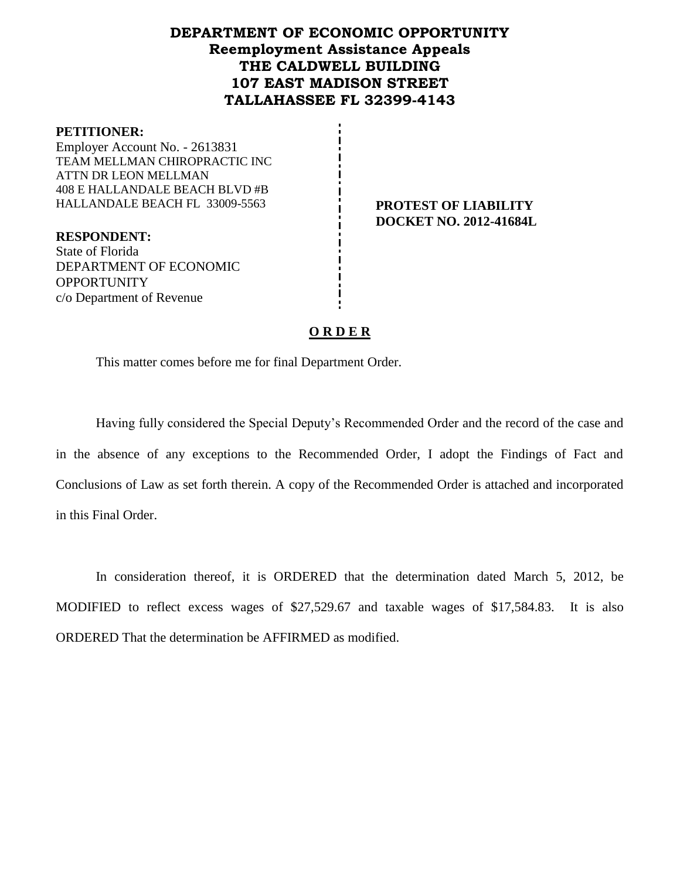# DEPARTMENT OF ECONOMIC OPPORTUNITY
## Reemployment Assistance Appeals
## THE CALDWELL BUILDING
## 107 EAST MADISON STREET
## TALLAHASSEE FL 32399-4143

**PETITIONER:**
Employer Account No. - 2613831
TEAM MELLMAN CHIROPRACTIC INC
ATTN DR LEON MELLMAN
408 E HALLANDALE BEACH BLVD #B
HALLANDALE BEACH FL 33009-5563

**PROTEST OF LIABILITY**
**DOCKET NO. 2012-41684L**

**RESPONDENT:**
State of Florida
DEPARTMENT OF ECONOMIC OPPORTUNITY
c/o Department of Revenue

**O R D E R**

This matter comes before me for final Department Order.

Having fully considered the Special Deputy's Recommended Order and the record of the case and in the absence of any exceptions to the Recommended Order, I adopt the Findings of Fact and Conclusions of Law as set forth therein. A copy of the Recommended Order is attached and incorporated in this Final Order.

In consideration thereof, it is ORDERED that the determination dated March 5, 2012, be MODIFIED to reflect excess wages of $27,529.67 and taxable wages of $17,584.83. It is also ORDERED That the determination be AFFIRMED as modified.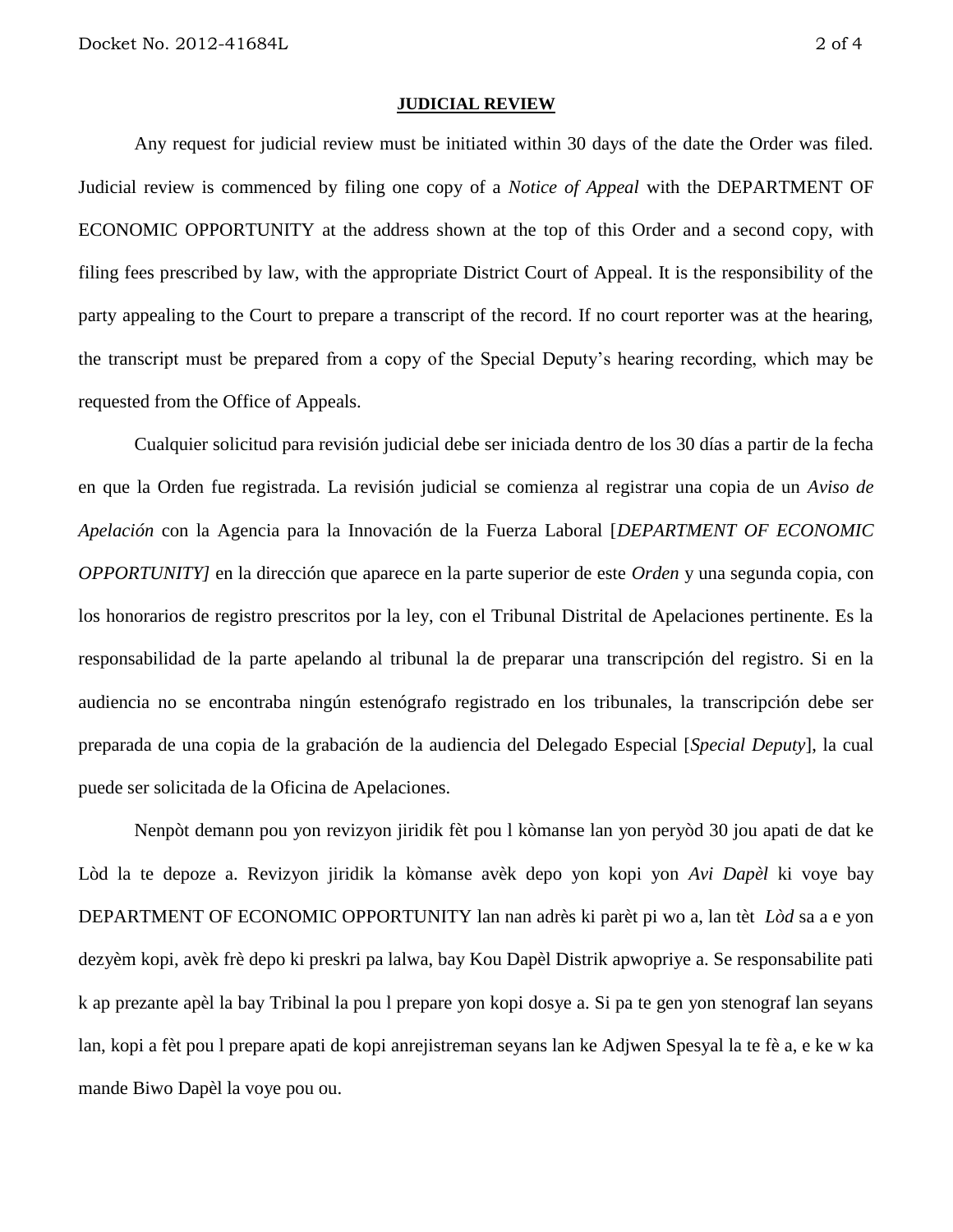**JUDICIAL REVIEW**

Any request for judicial review must be initiated within 30 days of the date the Order was filed. Judicial review is commenced by filing one copy of a *Notice of Appeal* with the DEPARTMENT OF ECONOMIC OPPORTUNITY at the address shown at the top of this Order and a second copy, with filing fees prescribed by law, with the appropriate District Court of Appeal. It is the responsibility of the party appealing to the Court to prepare a transcript of the record. If no court reporter was at the hearing, the transcript must be prepared from a copy of the Special Deputy's hearing recording, which may be requested from the Office of Appeals.

Cualquier solicitud para revisión judicial debe ser iniciada dentro de los 30 días a partir de la fecha en que la Orden fue registrada. La revisión judicial se comienza al registrar una copia de un *Aviso de Apelación* con la Agencia para la Innovación de la Fuerza Laboral [*DEPARTMENT OF ECONOMIC OPPORTUNITY]* en la dirección que aparece en la parte superior de este *Orden* y una segunda copia, con los honorarios de registro prescritos por la ley, con el Tribunal Distrital de Apelaciones pertinente. Es la responsabilidad de la parte apelando al tribunal la de preparar una transcripción del registro. Si en la audiencia no se encontraba ningún estenógrafo registrado en los tribunales, la transcripción debe ser preparada de una copia de la grabación de la audiencia del Delegado Especial [*Special Deputy*], la cual puede ser solicitada de la Oficina de Apelaciones.

Nenpòt demann pou yon revizyon jiridik fèt pou l kòmanse lan yon peryòd 30 jou apati de dat ke Lòd la te depoze a. Revizyon jiridik la kòmanse avèk depo yon kopi yon *Avi Dapèl* ki voye bay DEPARTMENT OF ECONOMIC OPPORTUNITY lan nan adrès ki parèt pi wo a, lan tèt *Lòd* sa a e yon dezyèm kopi, avèk frè depo ki preskri pa lalwa, bay Kou Dapèl Distrik apwopriye a. Se responsabilite pati k ap prezante apèl la bay Tribinal la pou l prepare yon kopi dosye a. Si pa te gen yon stenograf lan seyans lan, kopi a fèt pou l prepare apati de kopi anrejistreman seyans lan ke Adjwen Spesyal la te fè a, e ke w ka mande Biwo Dapèl la voye pou ou.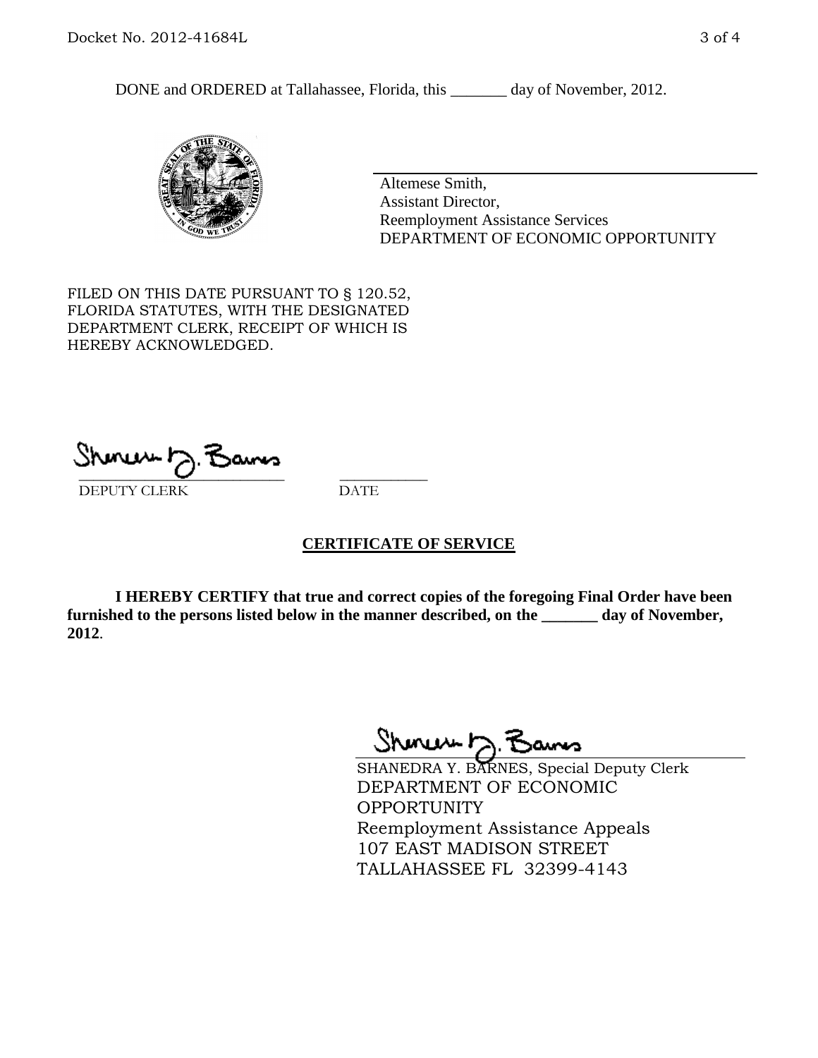DONE and ORDERED at Tallahassee, Florida, this _______ day of November, 2012.

Altemese Smith,
Assistant Director,
Reemployment Assistance Services
DEPARTMENT OF ECONOMIC OPPORTUNITY

FILED ON THIS DATE PURSUANT TO § 120.52, FLORIDA STATUTES, WITH THE DESIGNATED DEPARTMENT CLERK, RECEIPT OF WHICH IS HEREBY ACKNOWLEDGED.

_____________________________ ___________
DEPUTY CLERK DATE

## CERTIFICATE OF SERVICE

**I HEREBY CERTIFY that true and correct copies of the foregoing Final Order have been furnished to the persons listed below in the manner described, on the _______ day of November, 2012**.

SHANEDRA Y. BARNES, Special Deputy Clerk
DEPARTMENT OF ECONOMIC OPPORTUNITY
Reemployment Assistance Appeals
107 EAST MADISON STREET
TALLAHASSEE FL 32399-4143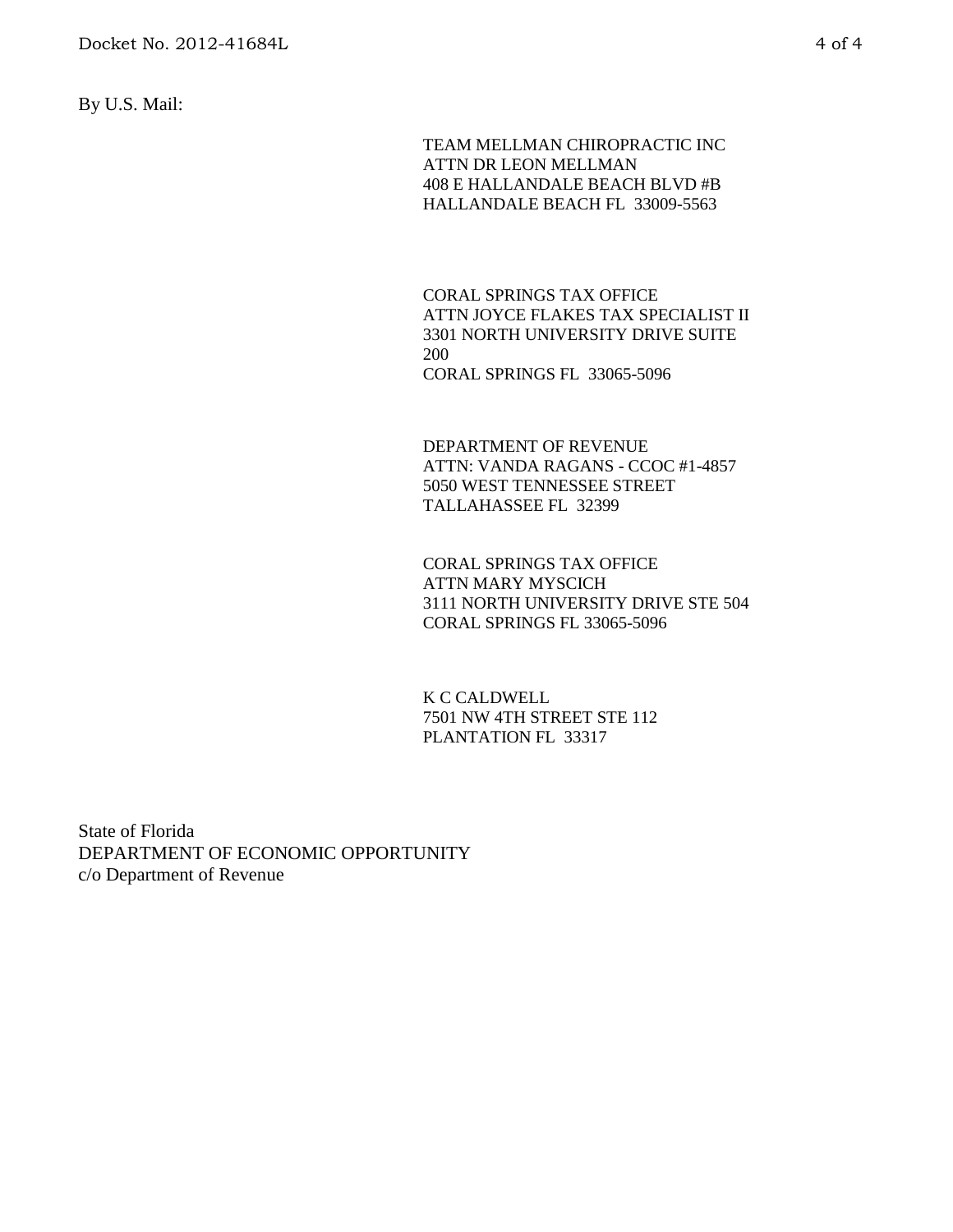By U.S. Mail:

TEAM MELLMAN CHIROPRACTIC INC
ATTN DR LEON MELLMAN
408 E HALLANDALE BEACH BLVD #B
HALLANDALE BEACH FL  33009-5563

CORAL SPRINGS TAX OFFICE
ATTN JOYCE FLAKES TAX SPECIALIST II
3301 NORTH UNIVERSITY DRIVE SUITE 200
CORAL SPRINGS FL  33065-5096

DEPARTMENT OF REVENUE
ATTN: VANDA RAGANS - CCOC #1-4857
5050 WEST TENNESSEE STREET
TALLAHASSEE FL  32399

CORAL SPRINGS TAX OFFICE
ATTN MARY MYSCICH
3111 NORTH UNIVERSITY DRIVE STE 504
CORAL SPRINGS FL 33065-5096

K C CALDWELL
7501 NW 4TH STREET STE 112
PLANTATION FL  33317

State of Florida
DEPARTMENT OF ECONOMIC OPPORTUNITY
c/o Department of Revenue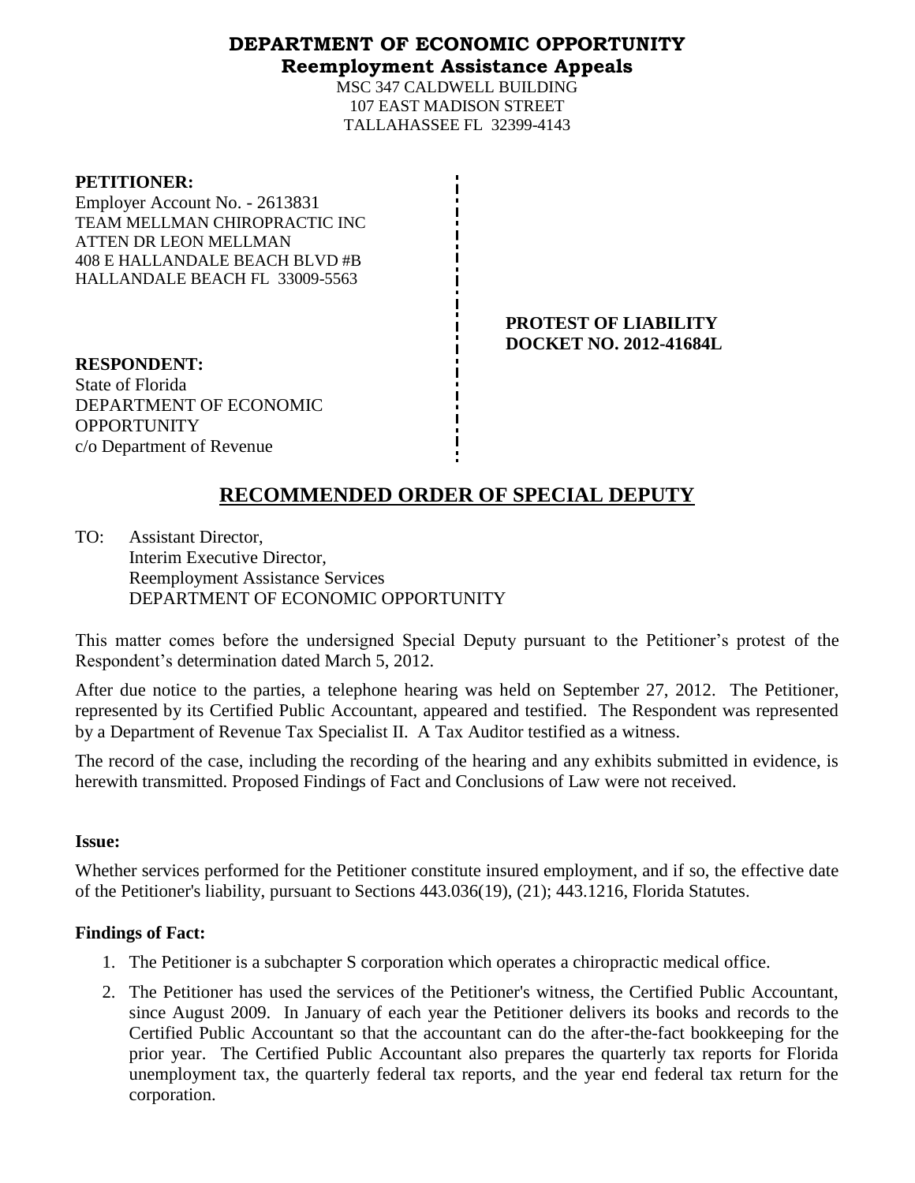# DEPARTMENT OF ECONOMIC OPPORTUNITY
## Reemployment Assistance Appeals

MSC 347 CALDWELL BUILDING
107 EAST MADISON STREET
TALLAHASSEE FL 32399-4143

**PETITIONER:**
Employer Account No. - 2613831
TEAM MELLMAN CHIROPRACTIC INC
ATTEN DR LEON MELLMAN
408 E HALLANDALE BEACH BLVD #B
HALLANDALE BEACH FL 33009-5563

**PROTEST OF LIABILITY**
**DOCKET NO. 2012-41684L**

**RESPONDENT:**
State of Florida
DEPARTMENT OF ECONOMIC OPPORTUNITY
c/o Department of Revenue

# RECOMMENDED ORDER OF SPECIAL DEPUTY

TO: Assistant Director,
Interim Executive Director,
Reemployment Assistance Services
DEPARTMENT OF ECONOMIC OPPORTUNITY

This matter comes before the undersigned Special Deputy pursuant to the Petitioner's protest of the Respondent's determination dated March 5, 2012.

After due notice to the parties, a telephone hearing was held on September 27, 2012. The Petitioner, represented by its Certified Public Accountant, appeared and testified. The Respondent was represented by a Department of Revenue Tax Specialist II. A Tax Auditor testified as a witness.

The record of the case, including the recording of the hearing and any exhibits submitted in evidence, is herewith transmitted. Proposed Findings of Fact and Conclusions of Law were not received.

**Issue:**

Whether services performed for the Petitioner constitute insured employment, and if so, the effective date of the Petitioner's liability, pursuant to Sections 443.036(19), (21); 443.1216, Florida Statutes.

**Findings of Fact:**

1. The Petitioner is a subchapter S corporation which operates a chiropractic medical office.
2. The Petitioner has used the services of the Petitioner's witness, the Certified Public Accountant, since August 2009. In January of each year the Petitioner delivers its books and records to the Certified Public Accountant so that the accountant can do the after-the-fact bookkeeping for the prior year. The Certified Public Accountant also prepares the quarterly tax reports for Florida unemployment tax, the quarterly federal tax reports, and the year end federal tax return for the corporation.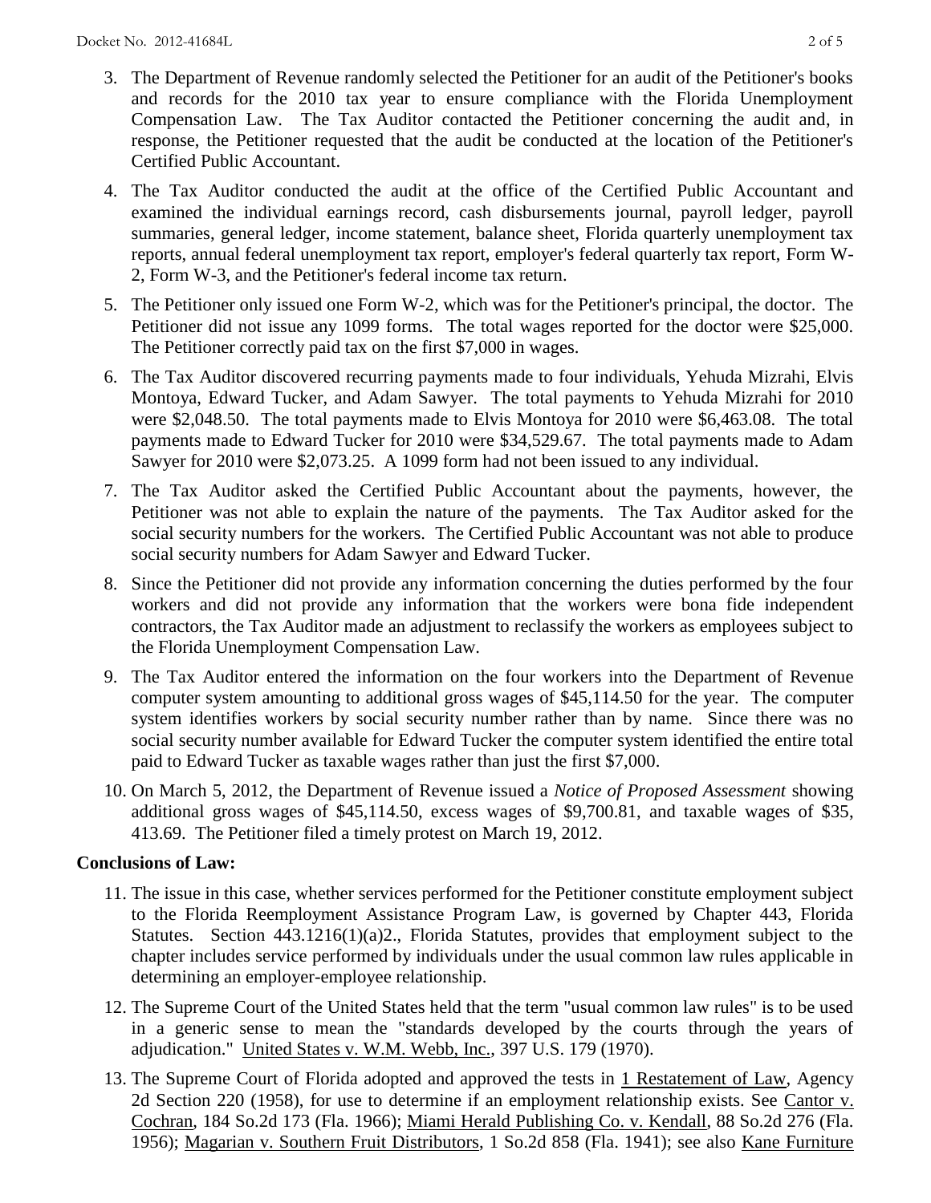3. The Department of Revenue randomly selected the Petitioner for an audit of the Petitioner's books and records for the 2010 tax year to ensure compliance with the Florida Unemployment Compensation Law. The Tax Auditor contacted the Petitioner concerning the audit and, in response, the Petitioner requested that the audit be conducted at the location of the Petitioner's Certified Public Accountant.

4. The Tax Auditor conducted the audit at the office of the Certified Public Accountant and examined the individual earnings record, cash disbursements journal, payroll ledger, payroll summaries, general ledger, income statement, balance sheet, Florida quarterly unemployment tax reports, annual federal unemployment tax report, employer's federal quarterly tax report, Form W-2, Form W-3, and the Petitioner's federal income tax return.

5. The Petitioner only issued one Form W-2, which was for the Petitioner's principal, the doctor. The Petitioner did not issue any 1099 forms. The total wages reported for the doctor were $25,000. The Petitioner correctly paid tax on the first $7,000 in wages.

6. The Tax Auditor discovered recurring payments made to four individuals, Yehuda Mizrahi, Elvis Montoya, Edward Tucker, and Adam Sawyer. The total payments to Yehuda Mizrahi for 2010 were $2,048.50. The total payments made to Elvis Montoya for 2010 were $6,463.08. The total payments made to Edward Tucker for 2010 were $34,529.67. The total payments made to Adam Sawyer for 2010 were $2,073.25. A 1099 form had not been issued to any individual.

7. The Tax Auditor asked the Certified Public Accountant about the payments, however, the Petitioner was not able to explain the nature of the payments. The Tax Auditor asked for the social security numbers for the workers. The Certified Public Accountant was not able to produce social security numbers for Adam Sawyer and Edward Tucker.

8. Since the Petitioner did not provide any information concerning the duties performed by the four workers and did not provide any information that the workers were bona fide independent contractors, the Tax Auditor made an adjustment to reclassify the workers as employees subject to the Florida Unemployment Compensation Law.

9. The Tax Auditor entered the information on the four workers into the Department of Revenue computer system amounting to additional gross wages of $45,114.50 for the year. The computer system identifies workers by social security number rather than by name. Since there was no social security number available for Edward Tucker the computer system identified the entire total paid to Edward Tucker as taxable wages rather than just the first $7,000.

10. On March 5, 2012, the Department of Revenue issued a *Notice of Proposed Assessment* showing additional gross wages of $45,114.50, excess wages of $9,700.81, and taxable wages of $35, 413.69. The Petitioner filed a timely protest on March 19, 2012.

**Conclusions of Law:**

11. The issue in this case, whether services performed for the Petitioner constitute employment subject to the Florida Reemployment Assistance Program Law, is governed by Chapter 443, Florida Statutes. Section 443.1216(1)(a)2., Florida Statutes, provides that employment subject to the chapter includes service performed by individuals under the usual common law rules applicable in determining an employer-employee relationship.

12. The Supreme Court of the United States held that the term "usual common law rules" is to be used in a generic sense to mean the "standards developed by the courts through the years of adjudication." United States v. W.M. Webb, Inc., 397 U.S. 179 (1970).

13. The Supreme Court of Florida adopted and approved the tests in 1 Restatement of Law, Agency 2d Section 220 (1958), for use to determine if an employment relationship exists. See Cantor v. Cochran, 184 So.2d 173 (Fla. 1966); Miami Herald Publishing Co. v. Kendall, 88 So.2d 276 (Fla. 1956); Magarian v. Southern Fruit Distributors, 1 So.2d 858 (Fla. 1941); see also Kane Furniture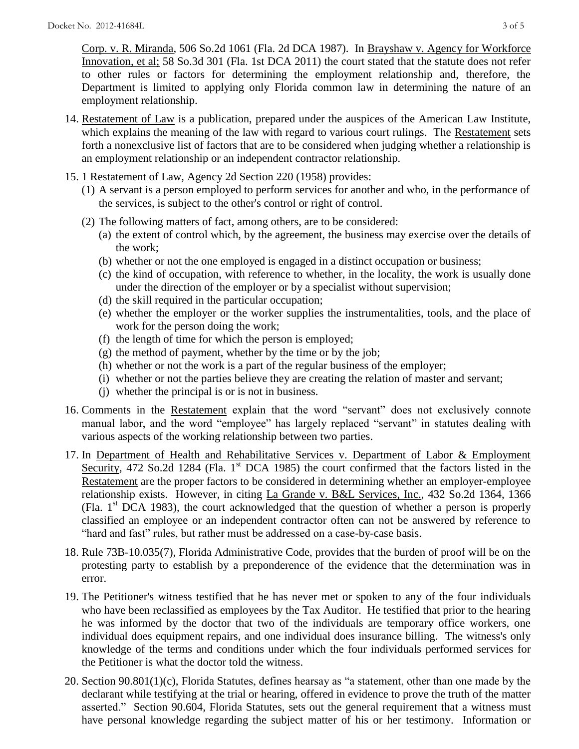Corp. v. R. Miranda, 506 So.2d 1061 (Fla. 2d DCA 1987). In Brayshaw v. Agency for Workforce Innovation, et al; 58 So.3d 301 (Fla. 1st DCA 2011) the court stated that the statute does not refer to other rules or factors for determining the employment relationship and, therefore, the Department is limited to applying only Florida common law in determining the nature of an employment relationship.

14. Restatement of Law is a publication, prepared under the auspices of the American Law Institute, which explains the meaning of the law with regard to various court rulings. The Restatement sets forth a nonexclusive list of factors that are to be considered when judging whether a relationship is an employment relationship or an independent contractor relationship.

15. 1 Restatement of Law, Agency 2d Section 220 (1958) provides:
    (1) A servant is a person employed to perform services for another and who, in the performance of the services, is subject to the other's control or right of control.
    (2) The following matters of fact, among others, are to be considered:
        (a) the extent of control which, by the agreement, the business may exercise over the details of the work;
        (b) whether or not the one employed is engaged in a distinct occupation or business;
        (c) the kind of occupation, with reference to whether, in the locality, the work is usually done under the direction of the employer or by a specialist without supervision;
        (d) the skill required in the particular occupation;
        (e) whether the employer or the worker supplies the instrumentalities, tools, and the place of work for the person doing the work;
        (f) the length of time for which the person is employed;
        (g) the method of payment, whether by the time or by the job;
        (h) whether or not the work is a part of the regular business of the employer;
        (i) whether or not the parties believe they are creating the relation of master and servant;
        (j) whether the principal is or is not in business.

16. Comments in the Restatement explain that the word "servant" does not exclusively connote manual labor, and the word "employee" has largely replaced "servant" in statutes dealing with various aspects of the working relationship between two parties.

17. In Department of Health and Rehabilitative Services v. Department of Labor & Employment Security, 472 So.2d 1284 (Fla. 1st DCA 1985) the court confirmed that the factors listed in the Restatement are the proper factors to be considered in determining whether an employer-employee relationship exists. However, in citing La Grande v. B&L Services, Inc., 432 So.2d 1364, 1366 (Fla. 1st DCA 1983), the court acknowledged that the question of whether a person is properly classified an employee or an independent contractor often can not be answered by reference to "hard and fast" rules, but rather must be addressed on a case-by-case basis.

18. Rule 73B-10.035(7), Florida Administrative Code, provides that the burden of proof will be on the protesting party to establish by a preponderence of the evidence that the determination was in error.

19. The Petitioner's witness testified that he has never met or spoken to any of the four individuals who have been reclassified as employees by the Tax Auditor. He testified that prior to the hearing he was informed by the doctor that two of the individuals are temporary office workers, one individual does equipment repairs, and one individual does insurance billing. The witness's only knowledge of the terms and conditions under which the four individuals performed services for the Petitioner is what the doctor told the witness.

20. Section 90.801(1)(c), Florida Statutes, defines hearsay as "a statement, other than one made by the declarant while testifying at the trial or hearing, offered in evidence to prove the truth of the matter asserted." Section 90.604, Florida Statutes, sets out the general requirement that a witness must have personal knowledge regarding the subject matter of his or her testimony. Information or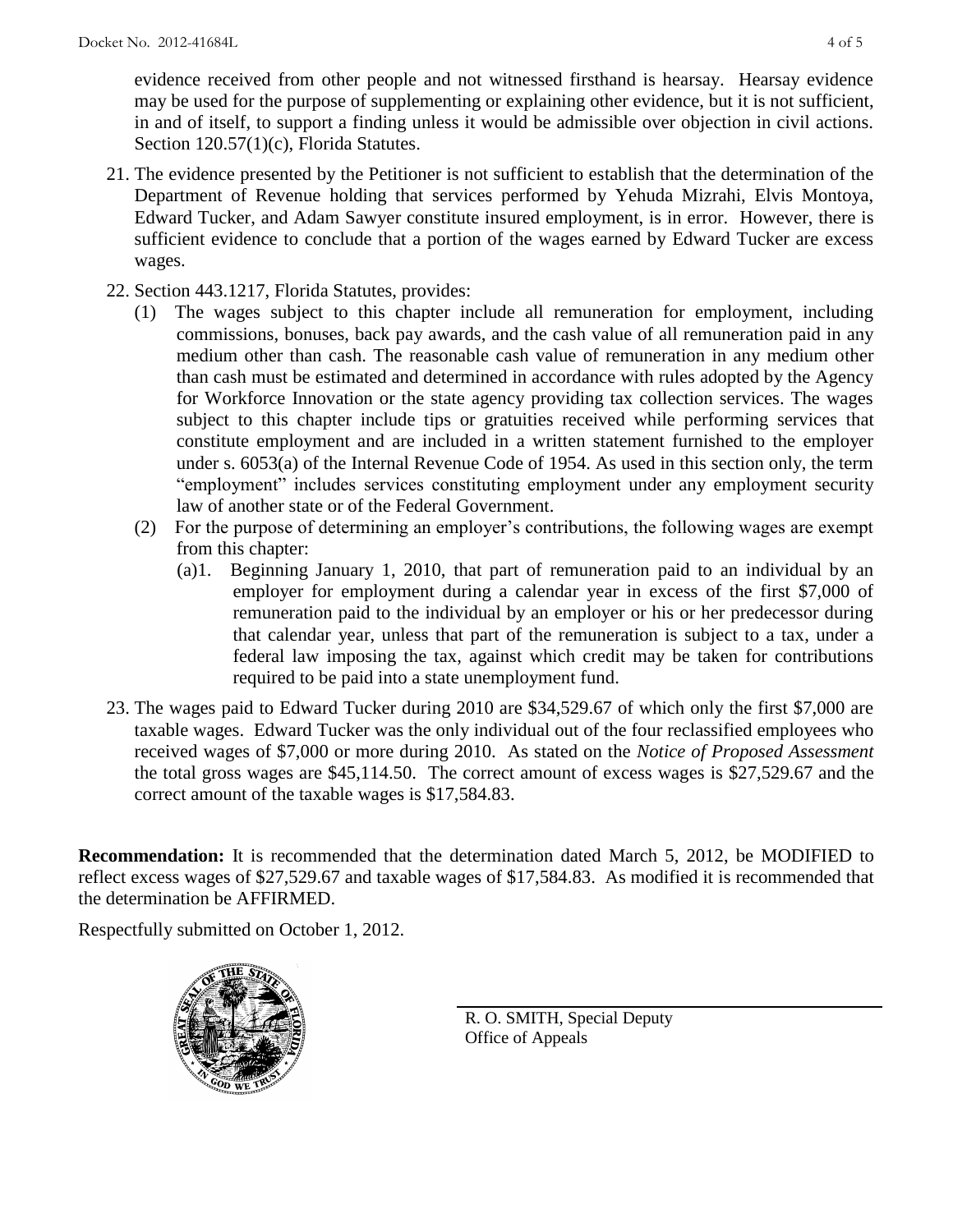evidence received from other people and not witnessed firsthand is hearsay. Hearsay evidence may be used for the purpose of supplementing or explaining other evidence, but it is not sufficient, in and of itself, to support a finding unless it would be admissible over objection in civil actions. Section 120.57(1)(c), Florida Statutes.

21. The evidence presented by the Petitioner is not sufficient to establish that the determination of the Department of Revenue holding that services performed by Yehuda Mizrahi, Elvis Montoya, Edward Tucker, and Adam Sawyer constitute insured employment, is in error. However, there is sufficient evidence to conclude that a portion of the wages earned by Edward Tucker are excess wages.

22. Section 443.1217, Florida Statutes, provides:
    (1) The wages subject to this chapter include all remuneration for employment, including commissions, bonuses, back pay awards, and the cash value of all remuneration paid in any medium other than cash. The reasonable cash value of remuneration in any medium other than cash must be estimated and determined in accordance with rules adopted by the Agency for Workforce Innovation or the state agency providing tax collection services. The wages subject to this chapter include tips or gratuities received while performing services that constitute employment and are included in a written statement furnished to the employer under s. 6053(a) of the Internal Revenue Code of 1954. As used in this section only, the term "employment" includes services constituting employment under any employment security law of another state or of the Federal Government.
    (2) For the purpose of determining an employer's contributions, the following wages are exempt from this chapter:
        (a)1. Beginning January 1, 2010, that part of remuneration paid to an individual by an employer for employment during a calendar year in excess of the first $7,000 of remuneration paid to the individual by an employer or his or her predecessor during that calendar year, unless that part of the remuneration is subject to a tax, under a federal law imposing the tax, against which credit may be taken for contributions required to be paid into a state unemployment fund.

23. The wages paid to Edward Tucker during 2010 are $34,529.67 of which only the first $7,000 are taxable wages. Edward Tucker was the only individual out of the four reclassified employees who received wages of $7,000 or more during 2010. As stated on the *Notice of Proposed Assessment* the total gross wages are $45,114.50. The correct amount of excess wages is $27,529.67 and the correct amount of the taxable wages is $17,584.83.

**Recommendation:** It is recommended that the determination dated March 5, 2012, be MODIFIED to reflect excess wages of $27,529.67 and taxable wages of $17,584.83. As modified it is recommended that the determination be AFFIRMED.

Respectfully submitted on October 1, 2012.

R. O. SMITH, Special Deputy
Office of Appeals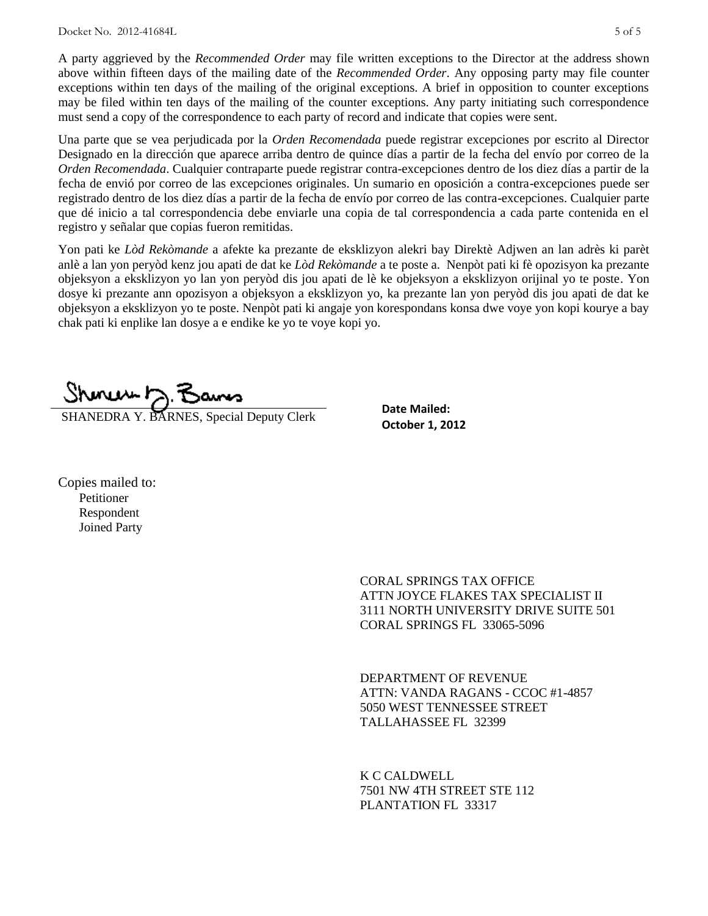A party aggrieved by the *Recommended Order* may file written exceptions to the Director at the address shown above within fifteen days of the mailing date of the *Recommended Order*. Any opposing party may file counter exceptions within ten days of the mailing of the original exceptions. A brief in opposition to counter exceptions may be filed within ten days of the mailing of the counter exceptions. Any party initiating such correspondence must send a copy of the correspondence to each party of record and indicate that copies were sent.

Una parte que se vea perjudicada por la *Orden Recomendada* puede registrar excepciones por escrito al Director Designado en la dirección que aparece arriba dentro de quince días a partir de la fecha del envío por correo de la *Orden Recomendada*. Cualquier contraparte puede registrar contra-excepciones dentro de los diez días a partir de la fecha de envió por correo de las excepciones originales. Un sumario en oposición a contra-excepciones puede ser registrado dentro de los diez días a partir de la fecha de envío por correo de las contra-excepciones. Cualquier parte que dé inicio a tal correspondencia debe enviarle una copia de tal correspondencia a cada parte contenida en el registro y señalar que copias fueron remitidas.

Yon pati ke *Lòd Rekòmande* a afekte ka prezante de eksklizyon alekri bay Direktè Adjwen an lan adrès ki parèt anlè a lan yon peryòd kenz jou apati de dat ke *Lòd Rekòmande* a te poste a. Nenpòt pati ki fè opozisyon ka prezante objeksyon a eksklizyon yo lan yon peryòd dis jou apati de lè ke objeksyon a eksklizyon orijinal yo te poste. Yon dosye ki prezante ann opozisyon a objeksyon a eksklizyon yo, ka prezante lan yon peryòd dis jou apati de dat ke objeksyon a eksklizyon yo te poste. Nenpòt pati ki angaje yon korespondans konsa dwe voye yon kopi kourye a bay chak pati ki enplike lan dosye a e endike ke yo te voye kopi yo.

SHANEDRA Y. BARNES, Special Deputy Clerk

**Date Mailed:**
**October 1, 2012**

Copies mailed to:
Petitioner
Respondent
Joined Party

CORAL SPRINGS TAX OFFICE
ATTN JOYCE FLAKES TAX SPECIALIST II
3111 NORTH UNIVERSITY DRIVE SUITE 501
CORAL SPRINGS FL 33065-5096

DEPARTMENT OF REVENUE
ATTN: VANDA RAGANS - CCOC #1-4857
5050 WEST TENNESSEE STREET
TALLAHASSEE FL 32399

K C CALDWELL
7501 NW 4TH STREET STE 112
PLANTATION FL 33317